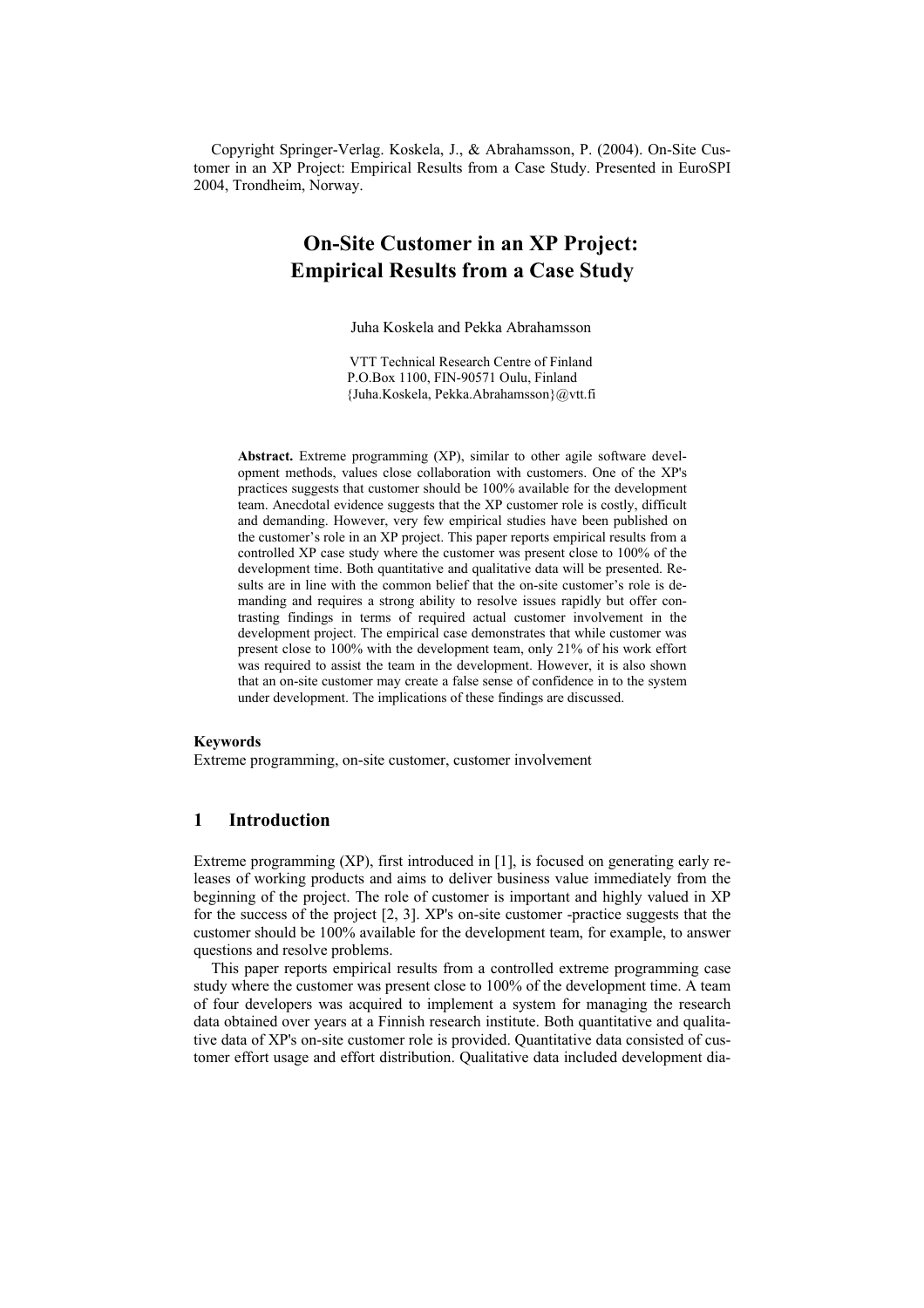Copyright Springer-Verlag. Koskela, J., & Abrahamsson, P. (2004). On-Site Customer in an XP Project: Empirical Results from a Case Study. Presented in EuroSPI 2004, Trondheim, Norway.

# On-Site Customer in an XP Project: Empirical Results from a Case Study

Juha Koskela and Pekka Abrahamsson

VTT Technical Research Centre of Finland
P.O.Box 1100, FIN-90571 Oulu, Finland
{Juha.Koskela, Pekka.Abrahamsson}@vtt.fi

**Abstract.** Extreme programming (XP), similar to other agile software development methods, values close collaboration with customers. One of the XP's practices suggests that customer should be 100% available for the development team. Anecdotal evidence suggests that the XP customer role is costly, difficult and demanding. However, very few empirical studies have been published on the customer's role in an XP project. This paper reports empirical results from a controlled XP case study where the customer was present close to 100% of the development time. Both quantitative and qualitative data will be presented. Results are in line with the common belief that the on-site customer's role is demanding and requires a strong ability to resolve issues rapidly but offer contrasting findings in terms of required actual customer involvement in the development project. The empirical case demonstrates that while customer was present close to 100% with the development team, only 21% of his work effort was required to assist the team in the development. However, it is also shown that an on-site customer may create a false sense of confidence in to the system under development. The implications of these findings are discussed.

**Keywords**
Extreme programming, on-site customer, customer involvement

## 1 Introduction

Extreme programming (XP), first introduced in [1], is focused on generating early releases of working products and aims to deliver business value immediately from the beginning of the project. The role of customer is important and highly valued in XP for the success of the project [2, 3]. XP's on-site customer -practice suggests that the customer should be 100% available for the development team, for example, to answer questions and resolve problems.

This paper reports empirical results from a controlled extreme programming case study where the customer was present close to 100% of the development time. A team of four developers was acquired to implement a system for managing the research data obtained over years at a Finnish research institute. Both quantitative and qualitative data of XP's on-site customer role is provided. Quantitative data consisted of customer effort usage and effort distribution. Qualitative data included development dia-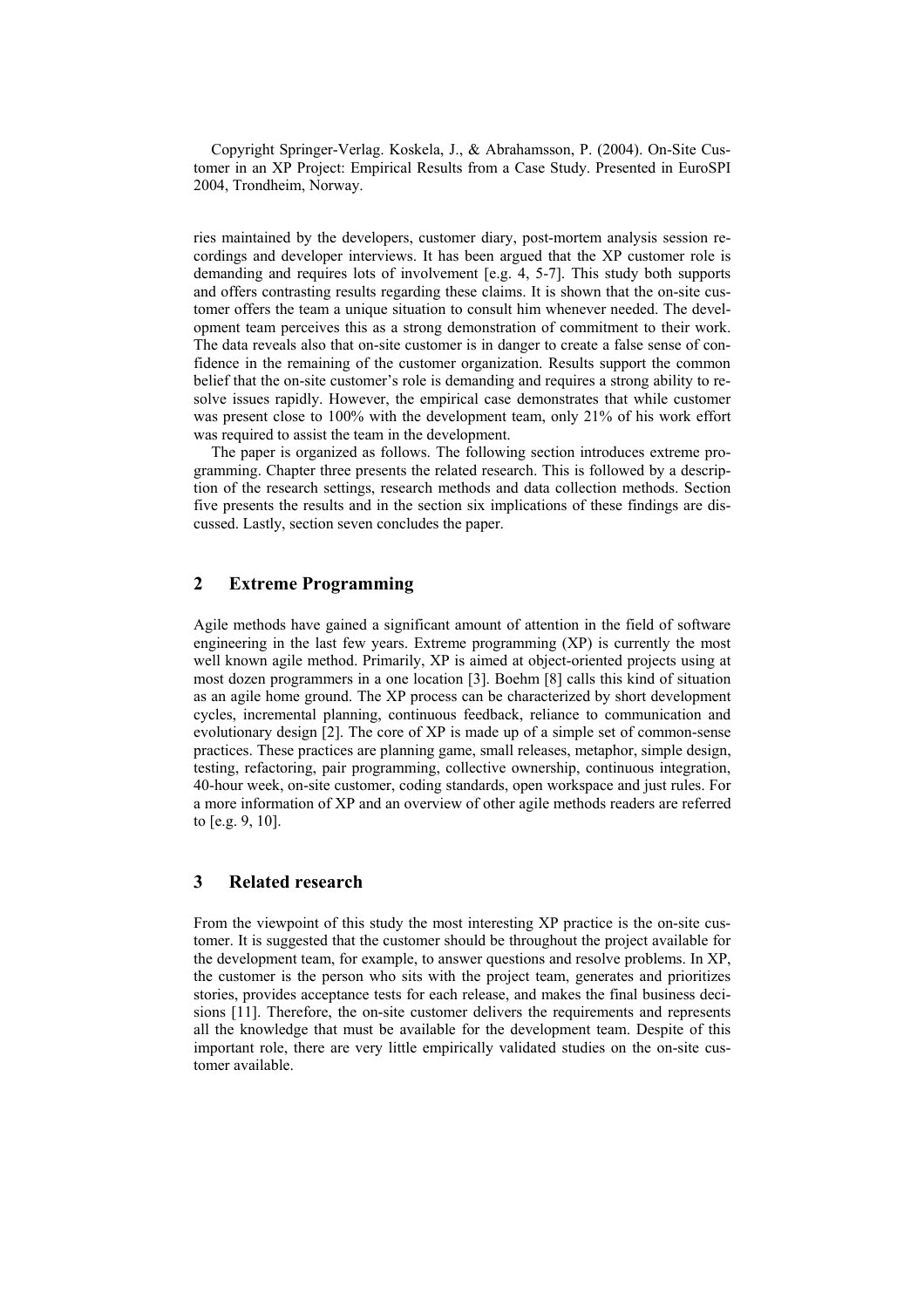ries maintained by the developers, customer diary, post-mortem analysis session recordings and developer interviews. It has been argued that the XP customer role is demanding and requires lots of involvement [e.g. 4, 5-7]. This study both supports and offers contrasting results regarding these claims. It is shown that the on-site customer offers the team a unique situation to consult him whenever needed. The development team perceives this as a strong demonstration of commitment to their work. The data reveals also that on-site customer is in danger to create a false sense of confidence in the remaining of the customer organization. Results support the common belief that the on-site customer's role is demanding and requires a strong ability to resolve issues rapidly. However, the empirical case demonstrates that while customer was present close to 100% with the development team, only 21% of his work effort was required to assist the team in the development.

The paper is organized as follows. The following section introduces extreme programming. Chapter three presents the related research. This is followed by a description of the research settings, research methods and data collection methods. Section five presents the results and in the section six implications of these findings are discussed. Lastly, section seven concludes the paper.

## 2 Extreme Programming

Agile methods have gained a significant amount of attention in the field of software engineering in the last few years. Extreme programming (XP) is currently the most well known agile method. Primarily, XP is aimed at object-oriented projects using at most dozen programmers in a one location [3]. Boehm [8] calls this kind of situation as an agile home ground. The XP process can be characterized by short development cycles, incremental planning, continuous feedback, reliance to communication and evolutionary design [2]. The core of XP is made up of a simple set of common-sense practices. These practices are planning game, small releases, metaphor, simple design, testing, refactoring, pair programming, collective ownership, continuous integration, 40-hour week, on-site customer, coding standards, open workspace and just rules. For a more information of XP and an overview of other agile methods readers are referred to [e.g. 9, 10].

## 3 Related research

From the viewpoint of this study the most interesting XP practice is the on-site customer. It is suggested that the customer should be throughout the project available for the development team, for example, to answer questions and resolve problems. In XP, the customer is the person who sits with the project team, generates and prioritizes stories, provides acceptance tests for each release, and makes the final business decisions [11]. Therefore, the on-site customer delivers the requirements and represents all the knowledge that must be available for the development team. Despite of this important role, there are very little empirically validated studies on the on-site customer available.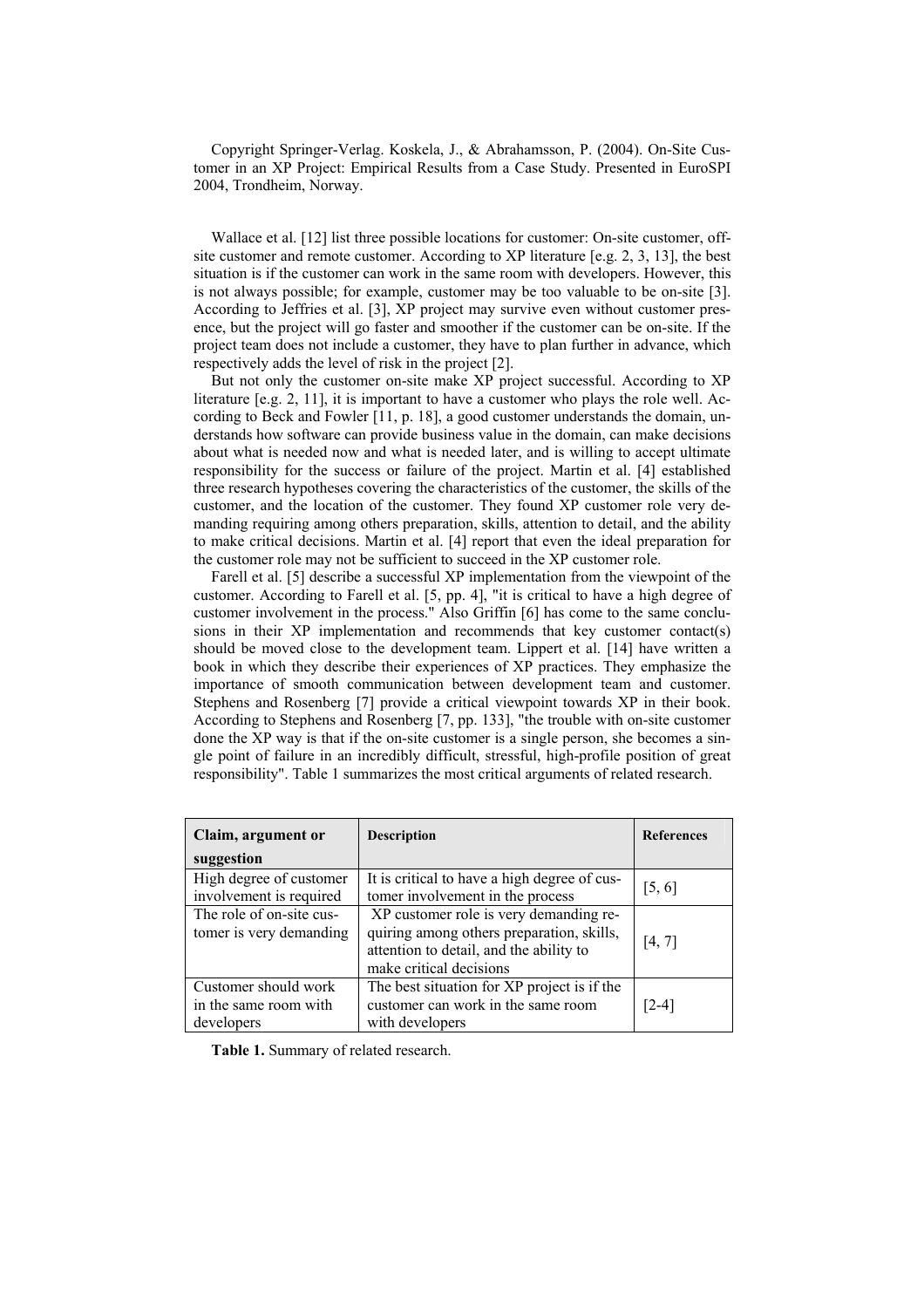Copyright Springer-Verlag. Koskela, J., & Abrahamsson, P. (2004). On-Site Customer in an XP Project: Empirical Results from a Case Study. Presented in EuroSPI 2004, Trondheim, Norway.

Wallace et al. [12] list three possible locations for customer: On-site customer, off-site customer and remote customer. According to XP literature [e.g. 2, 3, 13], the best situation is if the customer can work in the same room with developers. However, this is not always possible; for example, customer may be too valuable to be on-site [3]. According to Jeffries et al. [3], XP project may survive even without customer presence, but the project will go faster and smoother if the customer can be on-site. If the project team does not include a customer, they have to plan further in advance, which respectively adds the level of risk in the project [2].

But not only the customer on-site make XP project successful. According to XP literature [e.g. 2, 11], it is important to have a customer who plays the role well. According to Beck and Fowler [11, p. 18], a good customer understands the domain, understands how software can provide business value in the domain, can make decisions about what is needed now and what is needed later, and is willing to accept ultimate responsibility for the success or failure of the project. Martin et al. [4] established three research hypotheses covering the characteristics of the customer, the skills of the customer, and the location of the customer. They found XP customer role very demanding requiring among others preparation, skills, attention to detail, and the ability to make critical decisions. Martin et al. [4] report that even the ideal preparation for the customer role may not be sufficient to succeed in the XP customer role.

Farell et al. [5] describe a successful XP implementation from the viewpoint of the customer. According to Farell et al. [5, pp. 4], "it is critical to have a high degree of customer involvement in the process." Also Griffin [6] has come to the same conclusions in their XP implementation and recommends that key customer contact(s) should be moved close to the development team. Lippert et al. [14] have written a book in which they describe their experiences of XP practices. They emphasize the importance of smooth communication between development team and customer. Stephens and Rosenberg [7] provide a critical viewpoint towards XP in their book. According to Stephens and Rosenberg [7, pp. 133], "the trouble with on-site customer done the XP way is that if the on-site customer is a single person, she becomes a single point of failure in an incredibly difficult, stressful, high-profile position of great responsibility". Table 1 summarizes the most critical arguments of related research.

| Claim, argument or suggestion | Description | References |
|---|---|---|
| High degree of customer involvement is required | It is critical to have a high degree of customer involvement in the process | [5, 6] |
| The role of on-site customer is very demanding | XP customer role is very demanding requiring among others preparation, skills, attention to detail, and the ability to make critical decisions | [4, 7] |
| Customer should work in the same room with developers | The best situation for XP project is if the customer can work in the same room with developers | [2-4] |

**Table 1.** Summary of related research.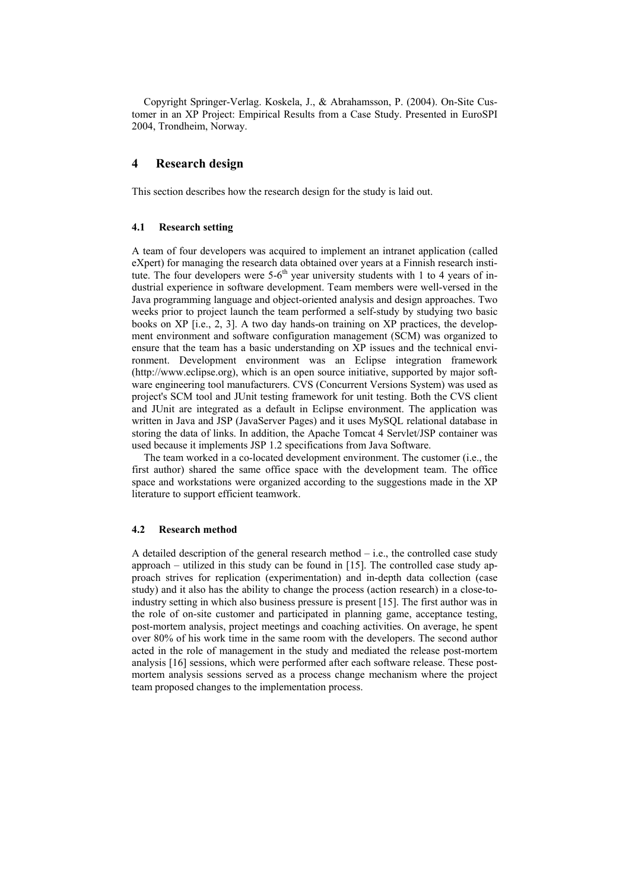Copyright Springer-Verlag. Koskela, J., & Abrahamsson, P. (2004). On-Site Customer in an XP Project: Empirical Results from a Case Study. Presented in EuroSPI 2004, Trondheim, Norway.

## 4 Research design

This section describes how the research design for the study is laid out.

### 4.1 Research setting

A team of four developers was acquired to implement an intranet application (called eXpert) for managing the research data obtained over years at a Finnish research institute. The four developers were 5-6[th] year university students with 1 to 4 years of industrial experience in software development. Team members were well-versed in the Java programming language and object-oriented analysis and design approaches. Two weeks prior to project launch the team performed a self-study by studying two basic books on XP [i.e., 2, 3]. A two day hands-on training on XP practices, the development environment and software configuration management (SCM) was organized to ensure that the team has a basic understanding on XP issues and the technical environment. Development environment was an Eclipse integration framework (http://www.eclipse.org), which is an open source initiative, supported by major software engineering tool manufacturers. CVS (Concurrent Versions System) was used as project's SCM tool and JUnit testing framework for unit testing. Both the CVS client and JUnit are integrated as a default in Eclipse environment. The application was written in Java and JSP (JavaServer Pages) and it uses MySQL relational database in storing the data of links. In addition, the Apache Tomcat 4 Servlet/JSP container was used because it implements JSP 1.2 specifications from Java Software.

The team worked in a co-located development environment. The customer (i.e., the first author) shared the same office space with the development team. The office space and workstations were organized according to the suggestions made in the XP literature to support efficient teamwork.

### 4.2 Research method

A detailed description of the general research method – i.e., the controlled case study approach – utilized in this study can be found in [15]. The controlled case study approach strives for replication (experimentation) and in-depth data collection (case study) and it also has the ability to change the process (action research) in a close-to-industry setting in which also business pressure is present [15]. The first author was in the role of on-site customer and participated in planning game, acceptance testing, post-mortem analysis, project meetings and coaching activities. On average, he spent over 80% of his work time in the same room with the developers. The second author acted in the role of management in the study and mediated the release post-mortem analysis [16] sessions, which were performed after each software release. These post-mortem analysis sessions served as a process change mechanism where the project team proposed changes to the implementation process.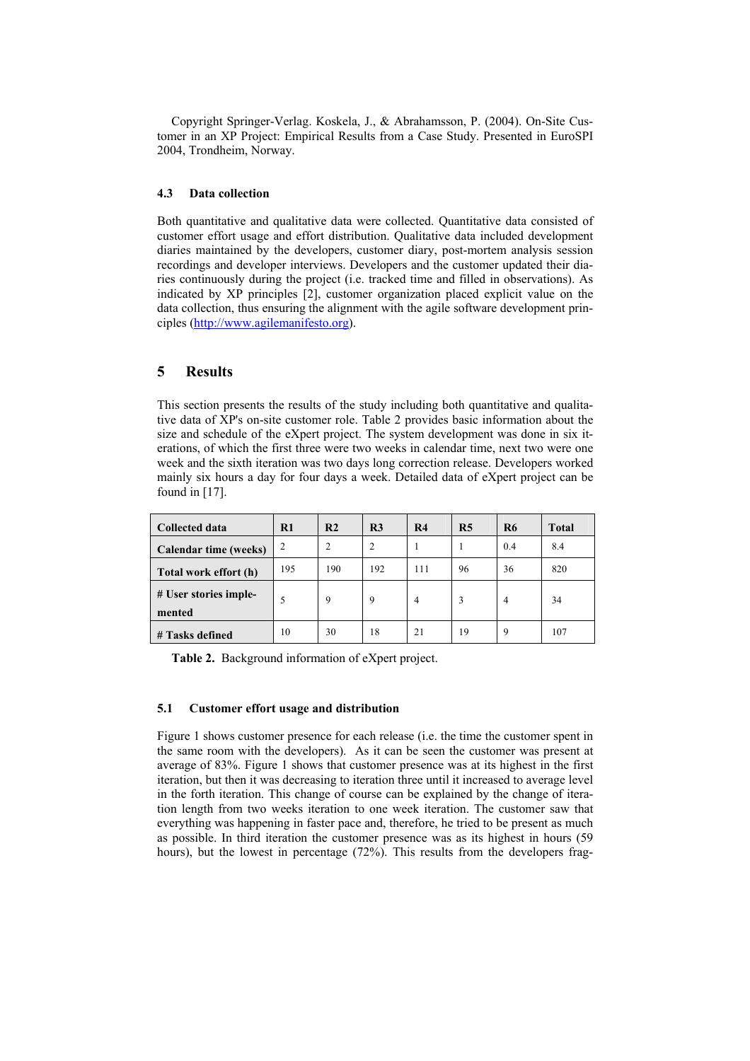Copyright Springer-Verlag. Koskela, J., & Abrahamsson, P. (2004). On-Site Customer in an XP Project: Empirical Results from a Case Study. Presented in EuroSPI 2004, Trondheim, Norway.

### 4.3 Data collection

Both quantitative and qualitative data were collected. Quantitative data consisted of customer effort usage and effort distribution. Qualitative data included development diaries maintained by the developers, customer diary, post-mortem analysis session recordings and developer interviews. Developers and the customer updated their diaries continuously during the project (i.e. tracked time and filled in observations). As indicated by XP principles [2], customer organization placed explicit value on the data collection, thus ensuring the alignment with the agile software development principles (http://www.agilemanifesto.org).

## 5 Results

This section presents the results of the study including both quantitative and qualitative data of XP's on-site customer role. Table 2 provides basic information about the size and schedule of the eXpert project. The system development was done in six iterations, of which the first three were two weeks in calendar time, next two were one week and the sixth iteration was two days long correction release. Developers worked mainly six hours a day for four days a week. Detailed data of eXpert project can be found in [17].

| Collected data | R1 | R2 | R3 | R4 | R5 | R6 | Total |
|---|---|---|---|---|---|---|---|
| Calendar time (weeks) | 2 | 2 | 2 | 1 | 1 | 0.4 | 8.4 |
| Total work effort (h) | 195 | 190 | 192 | 111 | 96 | 36 | 820 |
| # User stories implemented | 5 | 9 | 9 | 4 | 3 | 4 | 34 |
| # Tasks defined | 10 | 30 | 18 | 21 | 19 | 9 | 107 |

**Table 2.** Background information of eXpert project.

### 5.1 Customer effort usage and distribution

Figure 1 shows customer presence for each release (i.e. the time the customer spent in the same room with the developers). As it can be seen the customer was present at average of 83%. Figure 1 shows that customer presence was at its highest in the first iteration, but then it was decreasing to iteration three until it increased to average level in the forth iteration. This change of course can be explained by the change of iteration length from two weeks iteration to one week iteration. The customer saw that everything was happening in faster pace and, therefore, he tried to be present as much as possible. In third iteration the customer presence was as its highest in hours (59 hours), but the lowest in percentage (72%). This results from the developers frag-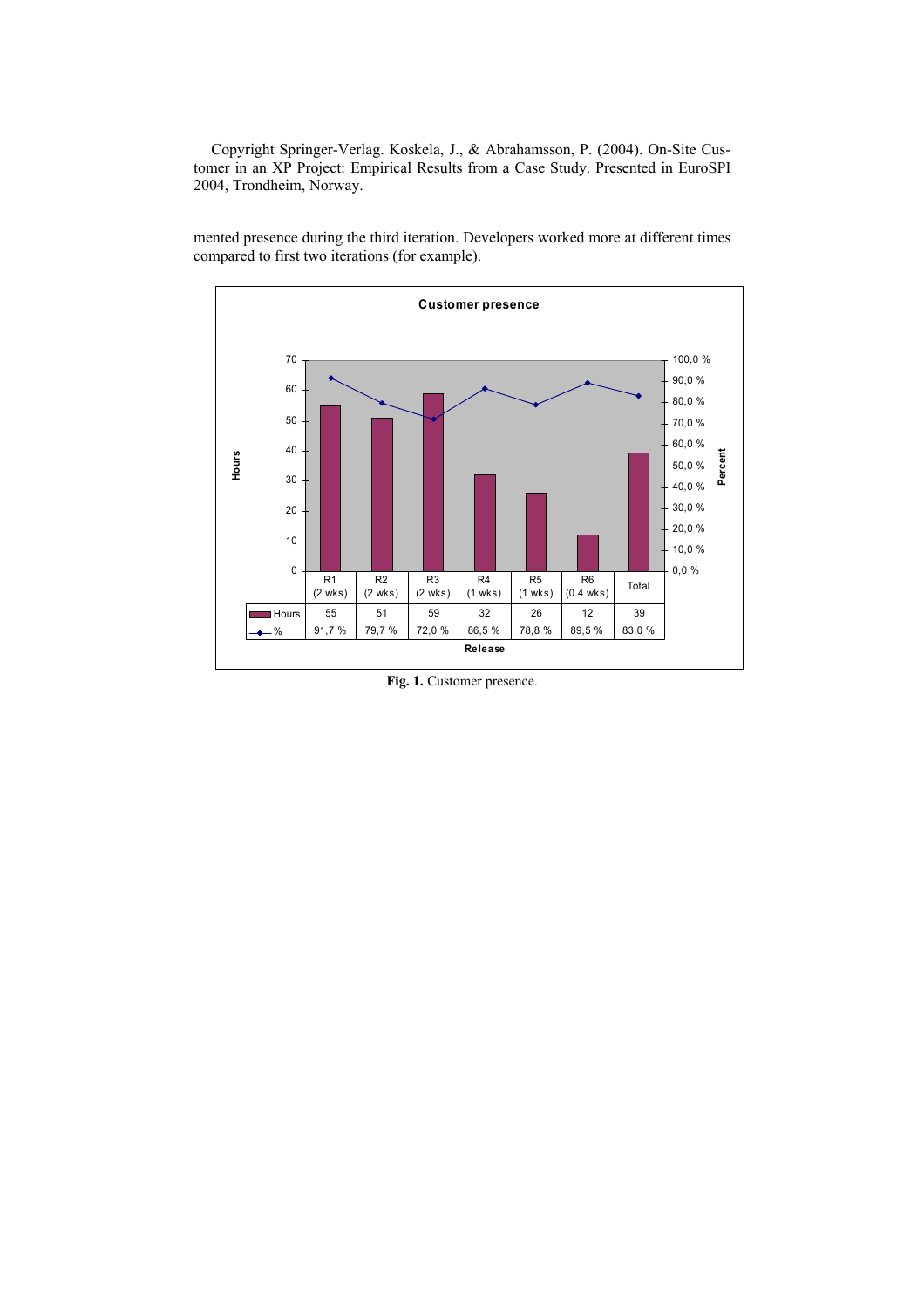Copyright Springer-Verlag. Koskela, J., & Abrahamsson, P. (2004). On-Site Customer in an XP Project: Empirical Results from a Case Study. Presented in EuroSPI 2004, Trondheim, Norway.

mented presence during the third iteration. Developers worked more at different times compared to first two iterations (for example).

Customer presence

Hours

Percent

70
60
50
40
30
20
10
0

100,0 %
90,0 %
80,0 %
70,0 %
60,0 %
50,0 %
40,0 %
30,0 %
20,0 %
10,0 %
0,0 %

R1 (2 wks)
R2 (2 wks)
R3 (2 wks)
R4 (1 wks)
R5 (1 wks)
R6 (0.4 wks)
Total

Hours: 55, 51, 59, 32, 26, 12, 39

%: 91,7 %, 79,7 %, 72,0 %, 86,5 %, 78,8 %, 89,5 %, 83,0 %

Release

**Fig. 1.** Customer presence.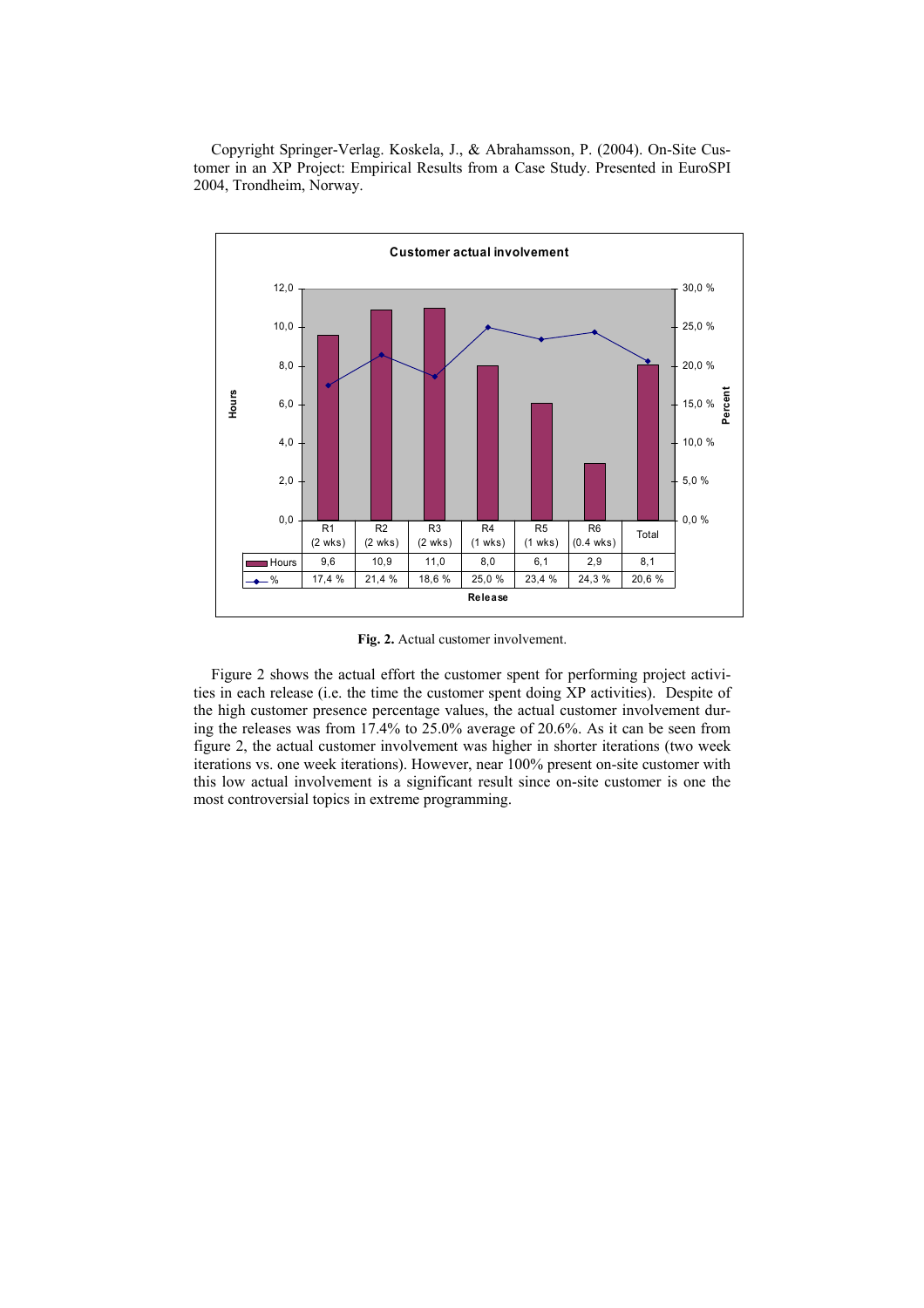Customer actual involvement

Hours

12,0
10,0
8,0
6,0
4,0
2,0
0,0

Percent

30,0 %
25,0 %
20,0 %
15,0 %
10,0 %
5,0 %
0,0 %

R1 (2 wks) R2 (2 wks) R3 (2 wks) R4 (1 wks) R5 (1 wks) R6 (0.4 wks) Total

Hours 9,6 10,9 11,0 8,0 6,1 2,9 8,1

% 17,4 % 21,4 % 18,6 % 25,0 % 23,4 % 24,3 % 20,6 %

Release

**Fig. 2.** Actual customer involvement.

Figure 2 shows the actual effort the customer spent for performing project activities in each release (i.e. the time the customer spent doing XP activities). Despite of the high customer presence percentage values, the actual customer involvement during the releases was from 17.4% to 25.0% average of 20.6%. As it can be seen from figure 2, the actual customer involvement was higher in shorter iterations (two week iterations vs. one week iterations). However, near 100% present on-site customer with this low actual involvement is a significant result since on-site customer is one the most controversial topics in extreme programming.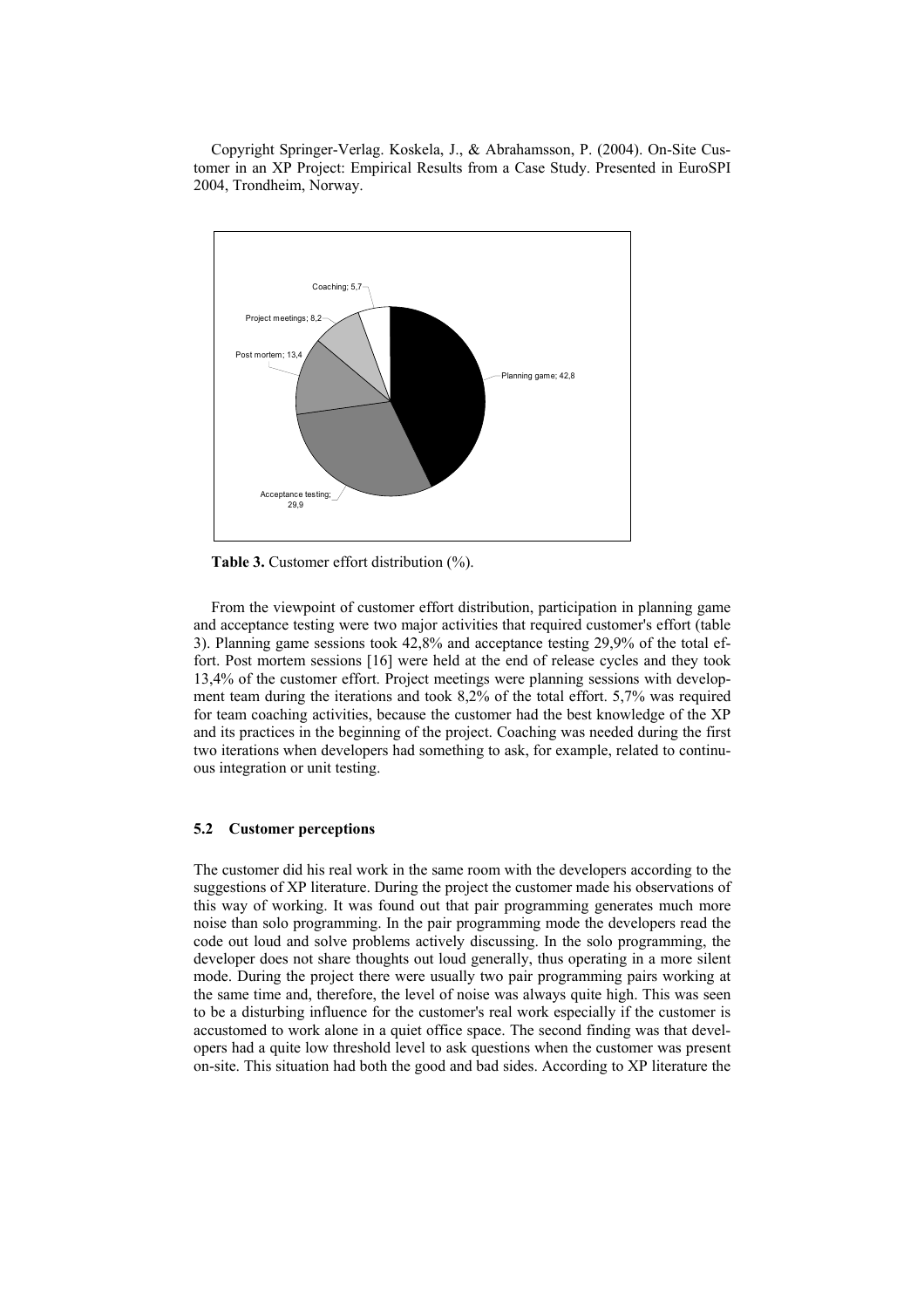Copyright Springer-Verlag. Koskela, J., & Abrahamsson, P. (2004). On-Site Customer in an XP Project: Empirical Results from a Case Study. Presented in EuroSPI 2004, Trondheim, Norway.

Coaching; 5,7

Project meetings; 8,2

Post mortem; 13,4

Planning game; 42,8

Acceptance testing; 29,9

**Table 3.** Customer effort distribution (%).

From the viewpoint of customer effort distribution, participation in planning game and acceptance testing were two major activities that required customer's effort (table 3). Planning game sessions took 42,8% and acceptance testing 29,9% of the total effort. Post mortem sessions [16] were held at the end of release cycles and they took 13,4% of the customer effort. Project meetings were planning sessions with development team during the iterations and took 8,2% of the total effort. 5,7% was required for team coaching activities, because the customer had the best knowledge of the XP and its practices in the beginning of the project. Coaching was needed during the first two iterations when developers had something to ask, for example, related to continuous integration or unit testing.

### 5.2 Customer perceptions

The customer did his real work in the same room with the developers according to the suggestions of XP literature. During the project the customer made his observations of this way of working. It was found out that pair programming generates much more noise than solo programming. In the pair programming mode the developers read the code out loud and solve problems actively discussing. In the solo programming, the developer does not share thoughts out loud generally, thus operating in a more silent mode. During the project there were usually two pair programming pairs working at the same time and, therefore, the level of noise was always quite high. This was seen to be a disturbing influence for the customer's real work especially if the customer is accustomed to work alone in a quiet office space. The second finding was that developers had a quite low threshold level to ask questions when the customer was present on-site. This situation had both the good and bad sides. According to XP literature the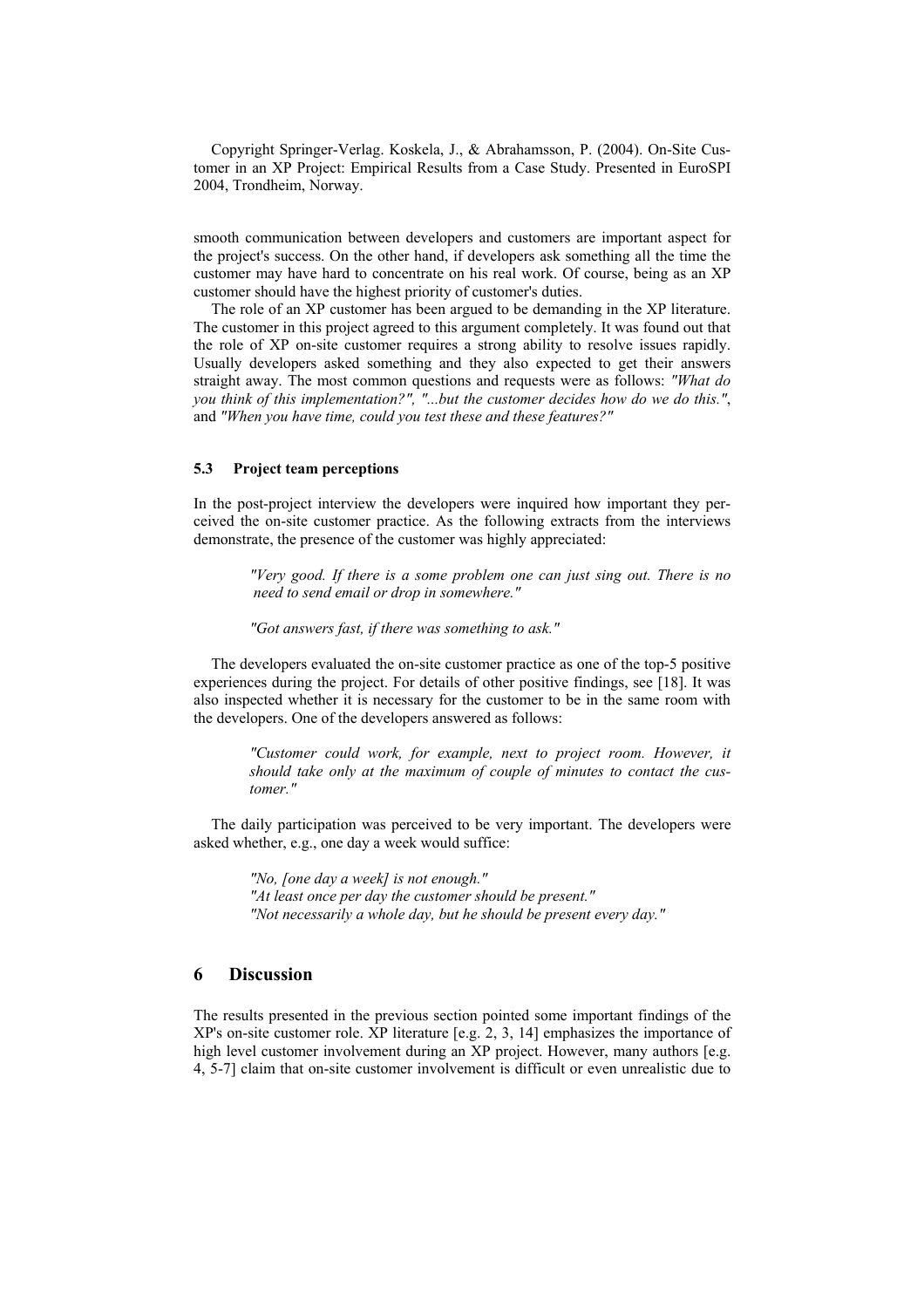Copyright Springer-Verlag. Koskela, J., & Abrahamsson, P. (2004). On-Site Customer in an XP Project: Empirical Results from a Case Study. Presented in EuroSPI 2004, Trondheim, Norway.

smooth communication between developers and customers are important aspect for the project's success. On the other hand, if developers ask something all the time the customer may have hard to concentrate on his real work. Of course, being as an XP customer should have the highest priority of customer's duties.

The role of an XP customer has been argued to be demanding in the XP literature. The customer in this project agreed to this argument completely. It was found out that the role of XP on-site customer requires a strong ability to resolve issues rapidly. Usually developers asked something and they also expected to get their answers straight away. The most common questions and requests were as follows: *"What do you think of this implementation?"*, *"...but the customer decides how do we do this."*, and *"When you have time, could you test these and these features?"*

### 5.3 Project team perceptions

In the post-project interview the developers were inquired how important they perceived the on-site customer practice. As the following extracts from the interviews demonstrate, the presence of the customer was highly appreciated:

> *"Very good. If there is a some problem one can just sing out. There is no need to send email or drop in somewhere."*

> *"Got answers fast, if there was something to ask."*

The developers evaluated the on-site customer practice as one of the top-5 positive experiences during the project. For details of other positive findings, see [18]. It was also inspected whether it is necessary for the customer to be in the same room with the developers. One of the developers answered as follows:

> *"Customer could work, for example, next to project room. However, it should take only at the maximum of couple of minutes to contact the customer."*

The daily participation was perceived to be very important. The developers were asked whether, e.g., one day a week would suffice:

> *"No, [one day a week] is not enough."*
> *"At least once per day the customer should be present."*
> *"Not necessarily a whole day, but he should be present every day."*

## 6 Discussion

The results presented in the previous section pointed some important findings of the XP's on-site customer role. XP literature [e.g. 2, 3, 14] emphasizes the importance of high level customer involvement during an XP project. However, many authors [e.g. 4, 5-7] claim that on-site customer involvement is difficult or even unrealistic due to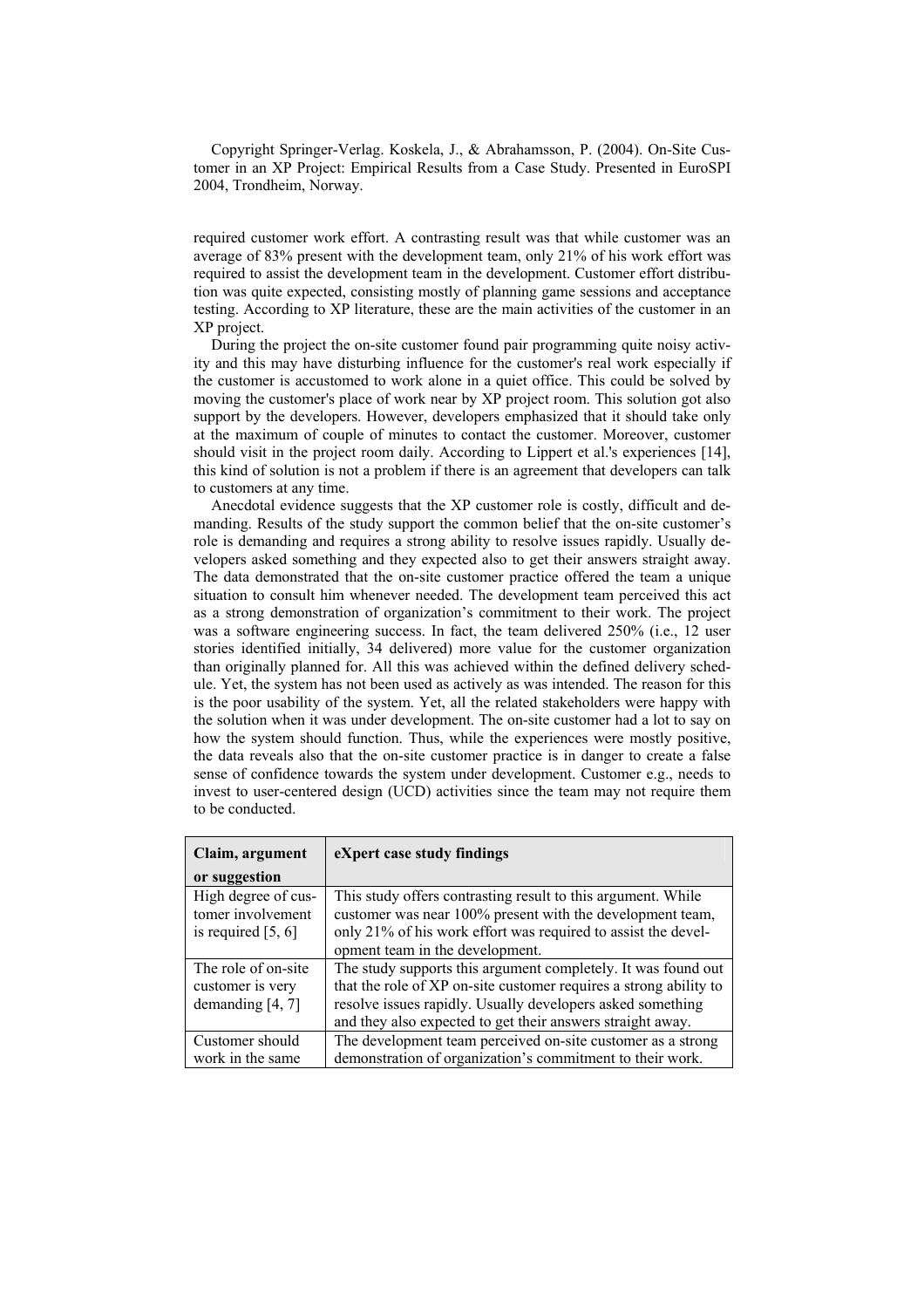required customer work effort. A contrasting result was that while customer was an average of 83% present with the development team, only 21% of his work effort was required to assist the development team in the development. Customer effort distribution was quite expected, consisting mostly of planning game sessions and acceptance testing. According to XP literature, these are the main activities of the customer in an XP project.

During the project the on-site customer found pair programming quite noisy activity and this may have disturbing influence for the customer's real work especially if the customer is accustomed to work alone in a quiet office. This could be solved by moving the customer's place of work near by XP project room. This solution got also support by the developers. However, developers emphasized that it should take only at the maximum of couple of minutes to contact the customer. Moreover, customer should visit in the project room daily. According to Lippert et al.'s experiences [14], this kind of solution is not a problem if there is an agreement that developers can talk to customers at any time.

Anecdotal evidence suggests that the XP customer role is costly, difficult and demanding. Results of the study support the common belief that the on-site customer's role is demanding and requires a strong ability to resolve issues rapidly. Usually developers asked something and they expected also to get their answers straight away. The data demonstrated that the on-site customer practice offered the team a unique situation to consult him whenever needed. The development team perceived this act as a strong demonstration of organization's commitment to their work. The project was a software engineering success. In fact, the team delivered 250% (i.e., 12 user stories identified initially, 34 delivered) more value for the customer organization than originally planned for. All this was achieved within the defined delivery schedule. Yet, the system has not been used as actively as was intended. The reason for this is the poor usability of the system. Yet, all the related stakeholders were happy with the solution when it was under development. The on-site customer had a lot to say on how the system should function. Thus, while the experiences were mostly positive, the data reveals also that the on-site customer practice is in danger to create a false sense of confidence towards the system under development. Customer e.g., needs to invest to user-centered design (UCD) activities since the team may not require them to be conducted.

| **Claim, argument or suggestion** | **eXpert case study findings** |
|---|---|
| High degree of customer involvement is required [5, 6] | This study offers contrasting result to this argument. While customer was near 100% present with the development team, only 21% of his work effort was required to assist the development team in the development. |
| The role of on-site customer is very demanding [4, 7] | The study supports this argument completely. It was found out that the role of XP on-site customer requires a strong ability to resolve issues rapidly. Usually developers asked something and they also expected to get their answers straight away. |
| Customer should work in the same | The development team perceived on-site customer as a strong demonstration of organization's commitment to their work. |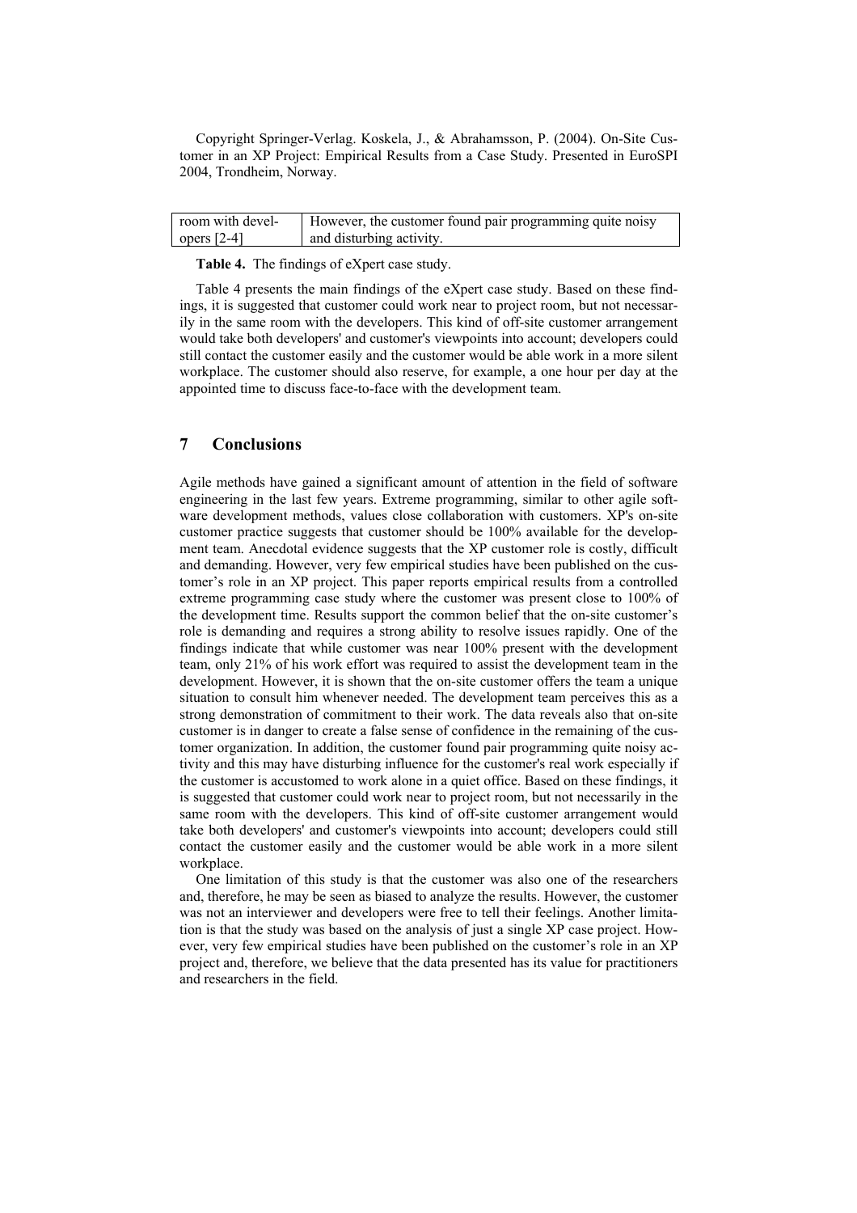Copyright Springer-Verlag. Koskela, J., & Abrahamsson, P. (2004). On-Site Customer in an XP Project: Empirical Results from a Case Study. Presented in EuroSPI 2004, Trondheim, Norway.

| | |
|---|---|
| room with developers [2-4] | However, the customer found pair programming quite noisy and disturbing activity. |

**Table 4.** The findings of eXpert case study.

Table 4 presents the main findings of the eXpert case study. Based on these findings, it is suggested that customer could work near to project room, but not necessarily in the same room with the developers. This kind of off-site customer arrangement would take both developers' and customer's viewpoints into account; developers could still contact the customer easily and the customer would be able work in a more silent workplace. The customer should also reserve, for example, a one hour per day at the appointed time to discuss face-to-face with the development team.

## 7 Conclusions

Agile methods have gained a significant amount of attention in the field of software engineering in the last few years. Extreme programming, similar to other agile software development methods, values close collaboration with customers. XP's on-site customer practice suggests that customer should be 100% available for the development team. Anecdotal evidence suggests that the XP customer role is costly, difficult and demanding. However, very few empirical studies have been published on the customer's role in an XP project. This paper reports empirical results from a controlled extreme programming case study where the customer was present close to 100% of the development time. Results support the common belief that the on-site customer's role is demanding and requires a strong ability to resolve issues rapidly. One of the findings indicate that while customer was near 100% present with the development team, only 21% of his work effort was required to assist the development team in the development. However, it is shown that the on-site customer offers the team a unique situation to consult him whenever needed. The development team perceives this as a strong demonstration of commitment to their work. The data reveals also that on-site customer is in danger to create a false sense of confidence in the remaining of the customer organization. In addition, the customer found pair programming quite noisy activity and this may have disturbing influence for the customer's real work especially if the customer is accustomed to work alone in a quiet office. Based on these findings, it is suggested that customer could work near to project room, but not necessarily in the same room with the developers. This kind of off-site customer arrangement would take both developers' and customer's viewpoints into account; developers could still contact the customer easily and the customer would be able work in a more silent workplace.

One limitation of this study is that the customer was also one of the researchers and, therefore, he may be seen as biased to analyze the results. However, the customer was not an interviewer and developers were free to tell their feelings. Another limitation is that the study was based on the analysis of just a single XP case project. However, very few empirical studies have been published on the customer's role in an XP project and, therefore, we believe that the data presented has its value for practitioners and researchers in the field.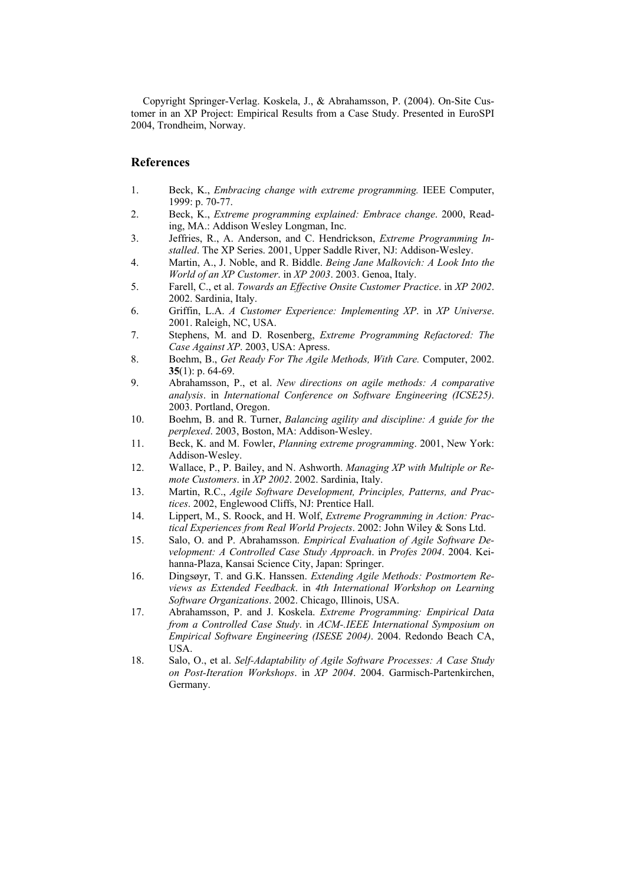Copyright Springer-Verlag. Koskela, J., & Abrahamsson, P. (2004). On-Site Customer in an XP Project: Empirical Results from a Case Study. Presented in EuroSPI 2004, Trondheim, Norway.

## References

1. Beck, K., *Embracing change with extreme programming.* IEEE Computer, 1999: p. 70-77.
2. Beck, K., *Extreme programming explained: Embrace change*. 2000, Reading, MA.: Addison Wesley Longman, Inc.
3. Jeffries, R., A. Anderson, and C. Hendrickson, *Extreme Programming Installed*. The XP Series. 2001, Upper Saddle River, NJ: Addison-Wesley.
4. Martin, A., J. Noble, and R. Biddle. *Being Jane Malkovich: A Look Into the World of an XP Customer*. in *XP 2003*. 2003. Genoa, Italy.
5. Farell, C., et al. *Towards an Effective Onsite Customer Practice*. in *XP 2002*. 2002. Sardinia, Italy.
6. Griffin, L.A. *A Customer Experience: Implementing XP*. in *XP Universe*. 2001. Raleigh, NC, USA.
7. Stephens, M. and D. Rosenberg, *Extreme Programming Refactored: The Case Against XP*. 2003, USA: Apress.
8. Boehm, B., *Get Ready For The Agile Methods, With Care.* Computer, 2002. **35**(1): p. 64-69.
9. Abrahamsson, P., et al. *New directions on agile methods: A comparative analysis*. in *International Conference on Software Engineering (ICSE25)*. 2003. Portland, Oregon.
10. Boehm, B. and R. Turner, *Balancing agility and discipline: A guide for the perplexed*. 2003, Boston, MA: Addison-Wesley.
11. Beck, K. and M. Fowler, *Planning extreme programming*. 2001, New York: Addison-Wesley.
12. Wallace, P., P. Bailey, and N. Ashworth. *Managing XP with Multiple or Remote Customers*. in *XP 2002*. 2002. Sardinia, Italy.
13. Martin, R.C., *Agile Software Development, Principles, Patterns, and Practices*. 2002, Englewood Cliffs, NJ: Prentice Hall.
14. Lippert, M., S. Roock, and H. Wolf, *Extreme Programming in Action: Practical Experiences from Real World Projects*. 2002: John Wiley & Sons Ltd.
15. Salo, O. and P. Abrahamsson. *Empirical Evaluation of Agile Software Development: A Controlled Case Study Approach*. in *Profes 2004*. 2004. Keihanna-Plaza, Kansai Science City, Japan: Springer.
16. Dingsøyr, T. and G.K. Hanssen. *Extending Agile Methods: Postmortem Reviews as Extended Feedback*. in *4th International Workshop on Learning Software Organizations*. 2002. Chicago, Illinois, USA.
17. Abrahamsson, P. and J. Koskela. *Extreme Programming: Empirical Data from a Controlled Case Study*. in *ACM-.IEEE International Symposium on Empirical Software Engineering (ISESE 2004)*. 2004. Redondo Beach CA, USA.
18. Salo, O., et al. *Self-Adaptability of Agile Software Processes: A Case Study on Post-Iteration Workshops*. in *XP 2004*. 2004. Garmisch-Partenkirchen, Germany.